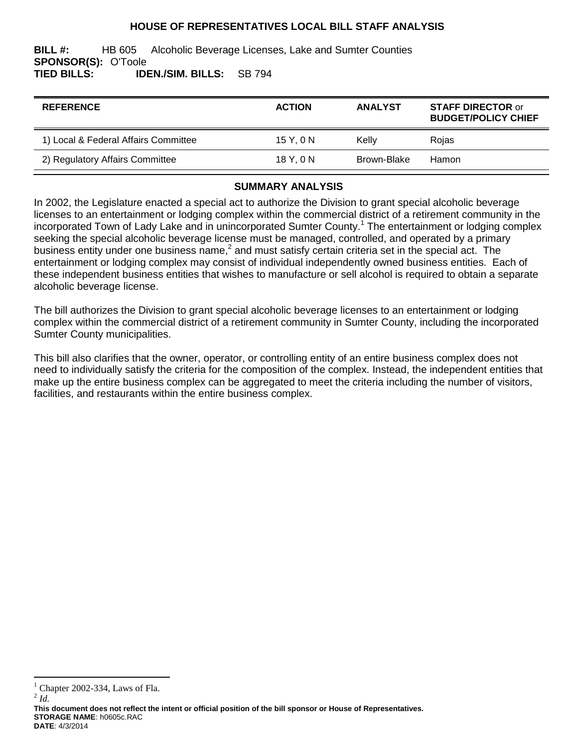# HOUSE OF REPRESENTATIVES LOCAL BILL STAFF ANALYSIS

**BILL #:** HB 605 Alcoholic Beverage Licenses, Lake and Sumter Counties
**SPONSOR(S):** O'Toole
**TIED BILLS:** **IDEN./SIM. BILLS:** SB 794

| REFERENCE | ACTION | ANALYST | STAFF DIRECTOR or BUDGET/POLICY CHIEF |
|---|---|---|---|
| 1) Local & Federal Affairs Committee | 15 Y, 0 N | Kelly | Rojas |
| 2) Regulatory Affairs Committee | 18 Y, 0 N | Brown-Blake | Hamon |

## SUMMARY ANALYSIS

In 2002, the Legislature enacted a special act to authorize the Division to grant special alcoholic beverage licenses to an entertainment or lodging complex within the commercial district of a retirement community in the incorporated Town of Lady Lake and in unincorporated Sumter County.[1] The entertainment or lodging complex seeking the special alcoholic beverage license must be managed, controlled, and operated by a primary business entity under one business name,[2] and must satisfy certain criteria set in the special act. The entertainment or lodging complex may consist of individual independently owned business entities. Each of these independent business entities that wishes to manufacture or sell alcohol is required to obtain a separate alcoholic beverage license.

The bill authorizes the Division to grant special alcoholic beverage licenses to an entertainment or lodging complex within the commercial district of a retirement community in Sumter County, including the incorporated Sumter County municipalities.

This bill also clarifies that the owner, operator, or controlling entity of an entire business complex does not need to individually satisfy the criteria for the composition of the complex. Instead, the independent entities that make up the entire business complex can be aggregated to meet the criteria including the number of visitors, facilities, and restaurants within the entire business complex.

[1] Chapter 2002-334, Laws of Fla.
[2] *Id.*

**This document does not reflect the intent or official position of the bill sponsor or House of Representatives.**
**STORAGE NAME**: h0605c.RAC
**DATE**: 4/3/2014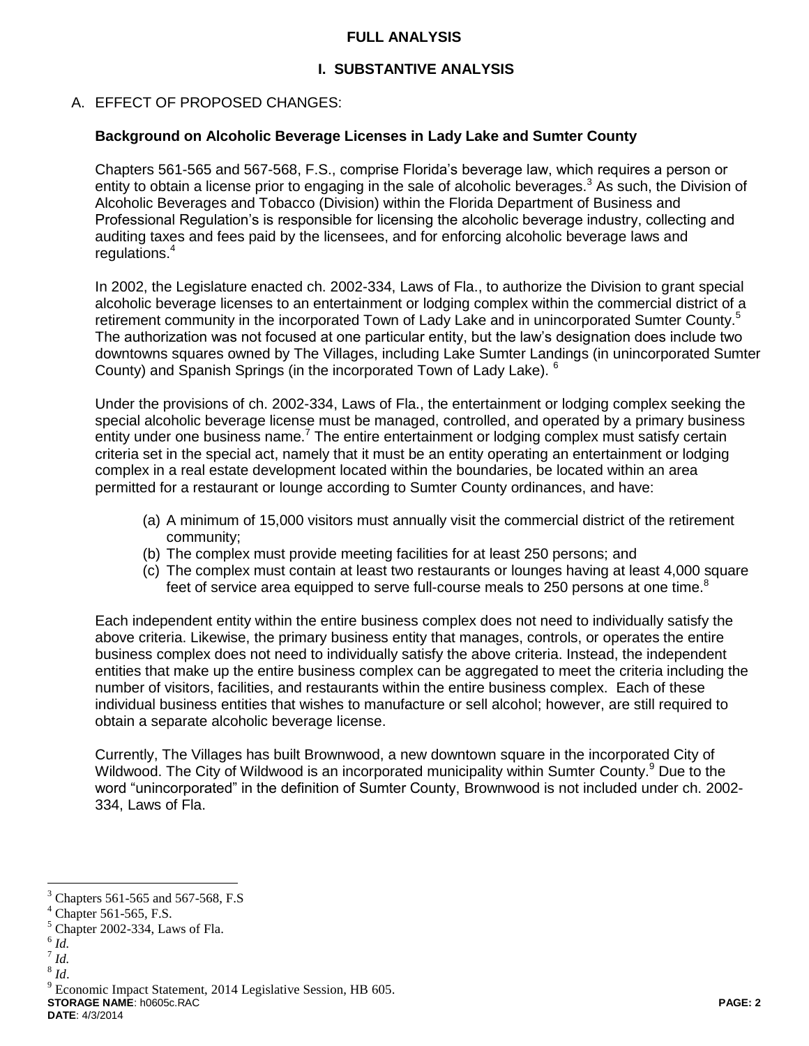**FULL ANALYSIS**

## I. SUBSTANTIVE ANALYSIS

### A. EFFECT OF PROPOSED CHANGES:

**Background on Alcoholic Beverage Licenses in Lady Lake and Sumter County**

Chapters 561-565 and 567-568, F.S., comprise Florida's beverage law, which requires a person or entity to obtain a license prior to engaging in the sale of alcoholic beverages.[3] As such, the Division of Alcoholic Beverages and Tobacco (Division) within the Florida Department of Business and Professional Regulation's is responsible for licensing the alcoholic beverage industry, collecting and auditing taxes and fees paid by the licensees, and for enforcing alcoholic beverage laws and regulations.[4]

In 2002, the Legislature enacted ch. 2002-334, Laws of Fla., to authorize the Division to grant special alcoholic beverage licenses to an entertainment or lodging complex within the commercial district of a retirement community in the incorporated Town of Lady Lake and in unincorporated Sumter County.[5] The authorization was not focused at one particular entity, but the law's designation does include two downtowns squares owned by The Villages, including Lake Sumter Landings (in unincorporated Sumter County) and Spanish Springs (in the incorporated Town of Lady Lake).[6]

Under the provisions of ch. 2002-334, Laws of Fla., the entertainment or lodging complex seeking the special alcoholic beverage license must be managed, controlled, and operated by a primary business entity under one business name.[7] The entire entertainment or lodging complex must satisfy certain criteria set in the special act, namely that it must be an entity operating an entertainment or lodging complex in a real estate development located within the boundaries, be located within an area permitted for a restaurant or lounge according to Sumter County ordinances, and have:

(a) A minimum of 15,000 visitors must annually visit the commercial district of the retirement community;
(b) The complex must provide meeting facilities for at least 250 persons; and
(c) The complex must contain at least two restaurants or lounges having at least 4,000 square feet of service area equipped to serve full-course meals to 250 persons at one time.[8]

Each independent entity within the entire business complex does not need to individually satisfy the above criteria. Likewise, the primary business entity that manages, controls, or operates the entire business complex does not need to individually satisfy the above criteria. Instead, the independent entities that make up the entire business complex can be aggregated to meet the criteria including the number of visitors, facilities, and restaurants within the entire business complex. Each of these individual business entities that wishes to manufacture or sell alcohol; however, are still required to obtain a separate alcoholic beverage license.

Currently, The Villages has built Brownwood, a new downtown square in the incorporated City of Wildwood. The City of Wildwood is an incorporated municipality within Sumter County.[9] Due to the word "unincorporated" in the definition of Sumter County, Brownwood is not included under ch. 2002-334, Laws of Fla.

---

[3] Chapters 561-565 and 567-568, F.S
[4] Chapter 561-565, F.S.
[5] Chapter 2002-334, Laws of Fla.
[6] *Id.*
[7] *Id.*
[8] *Id*.
[9] Economic Impact Statement, 2014 Legislative Session, HB 605.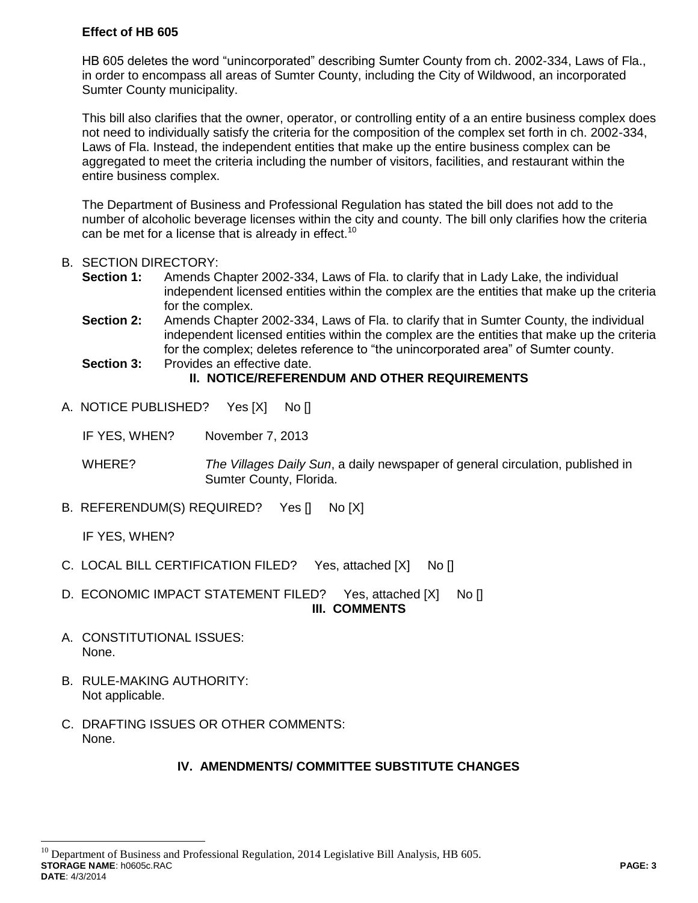**Effect of HB 605**

HB 605 deletes the word "unincorporated" describing Sumter County from ch. 2002-334, Laws of Fla., in order to encompass all areas of Sumter County, including the City of Wildwood, an incorporated Sumter County municipality.

This bill also clarifies that the owner, operator, or controlling entity of a an entire business complex does not need to individually satisfy the criteria for the composition of the complex set forth in ch. 2002-334, Laws of Fla. Instead, the independent entities that make up the entire business complex can be aggregated to meet the criteria including the number of visitors, facilities, and restaurant within the entire business complex.

The Department of Business and Professional Regulation has stated the bill does not add to the number of alcoholic beverage licenses within the city and county. The bill only clarifies how the criteria can be met for a license that is already in effect.[10]

B. SECTION DIRECTORY:

**Section 1:** Amends Chapter 2002-334, Laws of Fla. to clarify that in Lady Lake, the individual independent licensed entities within the complex are the entities that make up the criteria for the complex.

**Section 2:** Amends Chapter 2002-334, Laws of Fla. to clarify that in Sumter County, the individual independent licensed entities within the complex are the entities that make up the criteria for the complex; deletes reference to "the unincorporated area" of Sumter county.

**Section 3:** Provides an effective date.

## II. NOTICE/REFERENDUM AND OTHER REQUIREMENTS

A. NOTICE PUBLISHED? Yes [X] No []

IF YES, WHEN? November 7, 2013

WHERE? *The Villages Daily Sun*, a daily newspaper of general circulation, published in Sumter County, Florida.

B. REFERENDUM(S) REQUIRED? Yes [] No [X]

IF YES, WHEN?

C. LOCAL BILL CERTIFICATION FILED? Yes, attached [X] No []

D. ECONOMIC IMPACT STATEMENT FILED? Yes, attached [X] No []

## III. COMMENTS

A. CONSTITUTIONAL ISSUES:
None.

B. RULE-MAKING AUTHORITY:
Not applicable.

C. DRAFTING ISSUES OR OTHER COMMENTS:
None.

## IV. AMENDMENTS/ COMMITTEE SUBSTITUTE CHANGES

[10] Department of Business and Professional Regulation, 2014 Legislative Bill Analysis, HB 605.